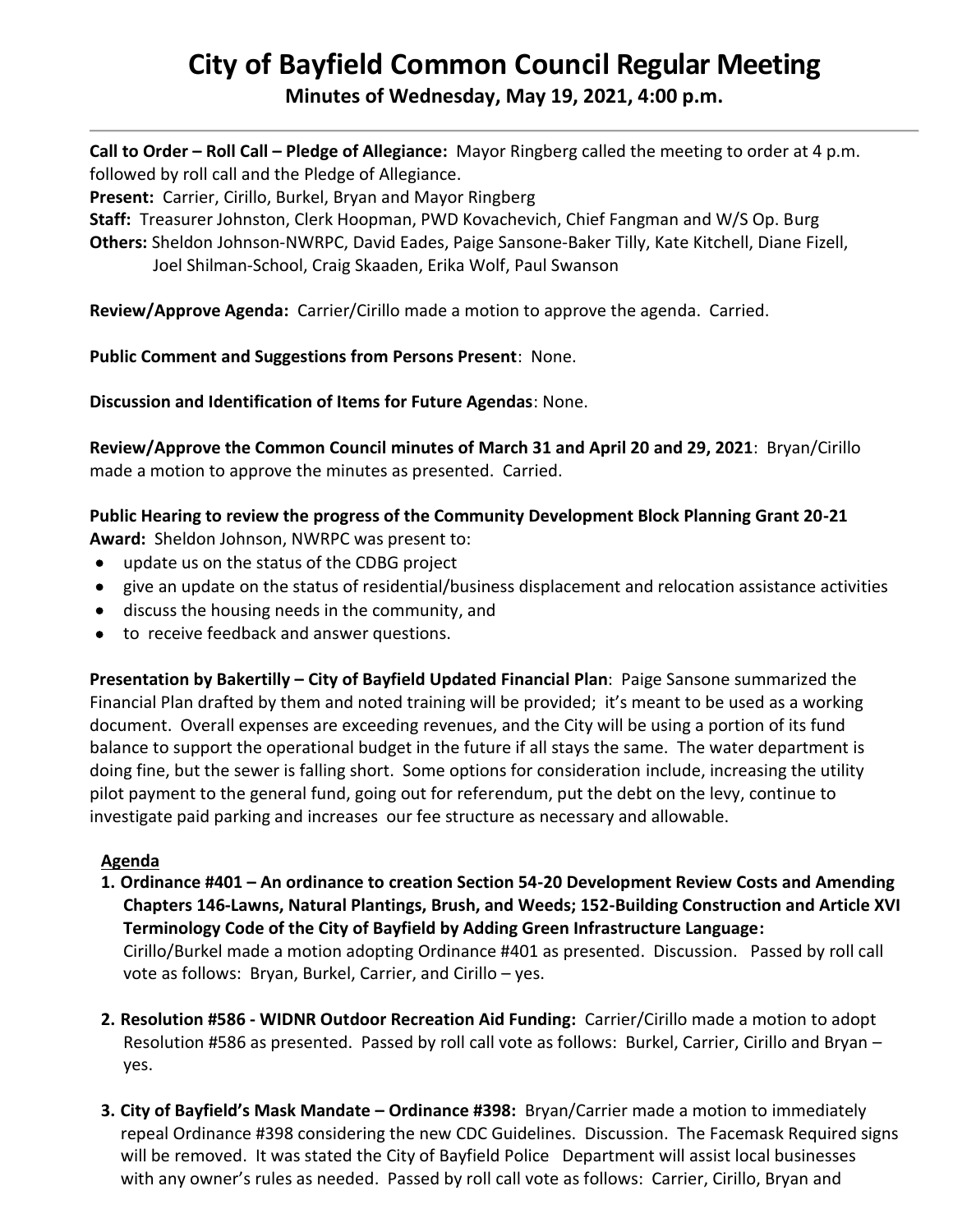# City of Bayfield Common Council Regular Meeting

**Minutes of Wednesday, May 19, 2021, 4:00 p.m.**

---

**Call to Order – Roll Call – Pledge of Allegiance:** Mayor Ringberg called the meeting to order at 4 p.m. followed by roll call and the Pledge of Allegiance.

**Present:** Carrier, Cirillo, Burkel, Bryan and Mayor Ringberg

**Staff:** Treasurer Johnston, Clerk Hoopman, PWD Kovachevich, Chief Fangman and W/S Op. Burg

**Others:** Sheldon Johnson-NWRPC, David Eades, Paige Sansone-Baker Tilly, Kate Kitchell, Diane Fizell, Joel Shilman-School, Craig Skaaden, Erika Wolf, Paul Swanson

**Review/Approve Agenda:** Carrier/Cirillo made a motion to approve the agenda. Carried.

**Public Comment and Suggestions from Persons Present**: None.

**Discussion and Identification of Items for Future Agendas**: None.

**Review/Approve the Common Council minutes of March 31 and April 20 and 29, 2021**: Bryan/Cirillo made a motion to approve the minutes as presented. Carried.

**Public Hearing to review the progress of the Community Development Block Planning Grant 20-21 Award:** Sheldon Johnson, NWRPC was present to:

- update us on the status of the CDBG project
- give an update on the status of residential/business displacement and relocation assistance activities
- discuss the housing needs in the community, and
- to receive feedback and answer questions.

**Presentation by Bakertilly – City of Bayfield Updated Financial Plan**: Paige Sansone summarized the Financial Plan drafted by them and noted training will be provided; it's meant to be used as a working document. Overall expenses are exceeding revenues, and the City will be using a portion of its fund balance to support the operational budget in the future if all stays the same. The water department is doing fine, but the sewer is falling short. Some options for consideration include, increasing the utility pilot payment to the general fund, going out for referendum, put the debt on the levy, continue to investigate paid parking and increases our fee structure as necessary and allowable.

**Agenda**

1. **Ordinance #401 – An ordinance to creation Section 54-20 Development Review Costs and Amending Chapters 146-Lawns, Natural Plantings, Brush, and Weeds; 152-Building Construction and Article XVI Terminology Code of the City of Bayfield by Adding Green Infrastructure Language:** Cirillo/Burkel made a motion adopting Ordinance #401 as presented. Discussion. Passed by roll call vote as follows: Bryan, Burkel, Carrier, and Cirillo – yes.

2. **Resolution #586 - WIDNR Outdoor Recreation Aid Funding:** Carrier/Cirillo made a motion to adopt Resolution #586 as presented. Passed by roll call vote as follows: Burkel, Carrier, Cirillo and Bryan – yes.

3. **City of Bayfield's Mask Mandate – Ordinance #398:** Bryan/Carrier made a motion to immediately repeal Ordinance #398 considering the new CDC Guidelines. Discussion. The Facemask Required signs will be removed. It was stated the City of Bayfield Police Department will assist local businesses with any owner's rules as needed. Passed by roll call vote as follows: Carrier, Cirillo, Bryan and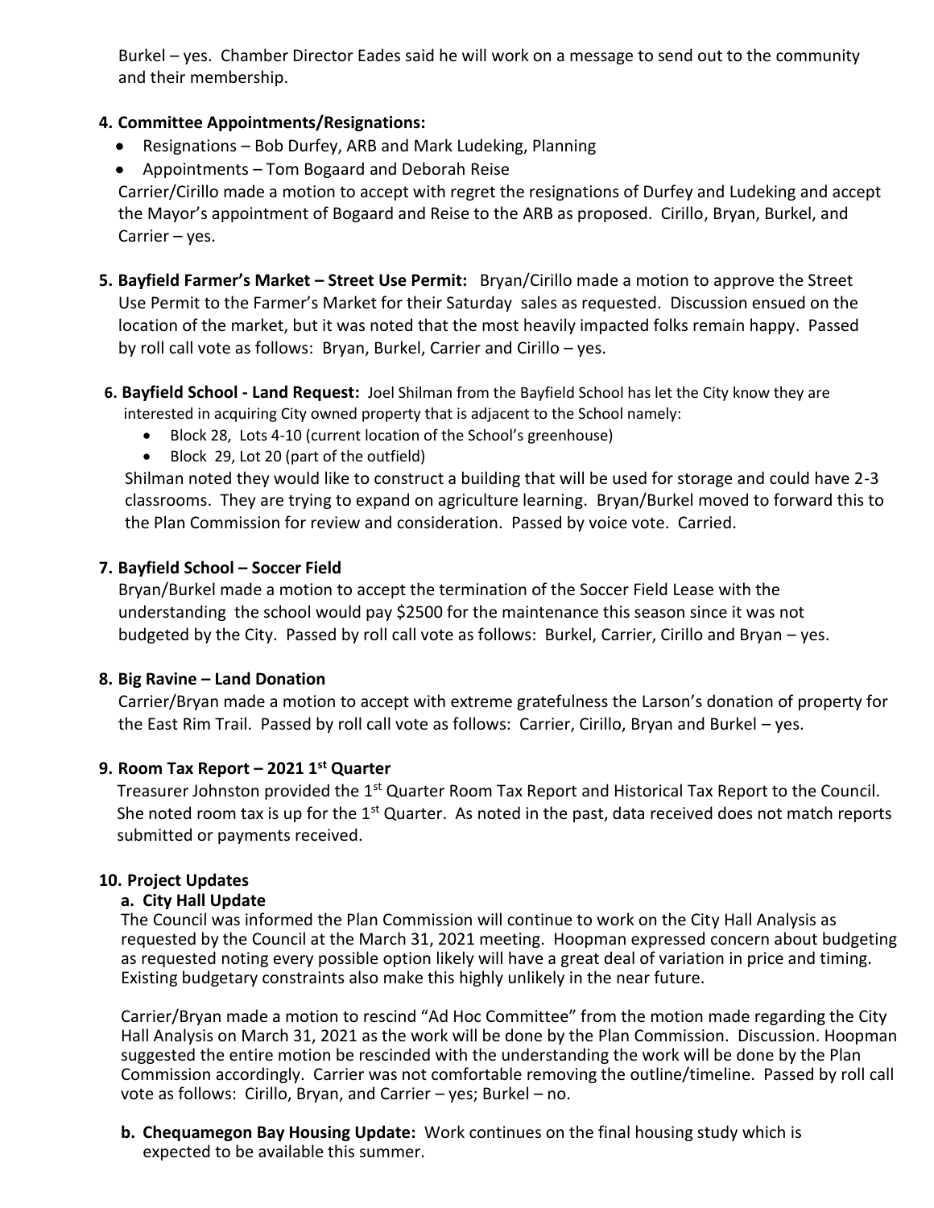Burkel – yes. Chamber Director Eades said he will work on a message to send out to the community and their membership.

**4. Committee Appointments/Resignations:**

- Resignations – Bob Durfey, ARB and Mark Ludeking, Planning
- Appointments – Tom Bogaard and Deborah Reise

Carrier/Cirillo made a motion to accept with regret the resignations of Durfey and Ludeking and accept the Mayor's appointment of Bogaard and Reise to the ARB as proposed. Cirillo, Bryan, Burkel, and Carrier – yes.

**5. Bayfield Farmer's Market – Street Use Permit:** Bryan/Cirillo made a motion to approve the Street Use Permit to the Farmer's Market for their Saturday sales as requested. Discussion ensued on the location of the market, but it was noted that the most heavily impacted folks remain happy. Passed by roll call vote as follows: Bryan, Burkel, Carrier and Cirillo – yes.

**6. Bayfield School - Land Request:** Joel Shilman from the Bayfield School has let the City know they are interested in acquiring City owned property that is adjacent to the School namely:

- Block 28, Lots 4-10 (current location of the School's greenhouse)
- Block 29, Lot 20 (part of the outfield)

Shilman noted they would like to construct a building that will be used for storage and could have 2-3 classrooms. They are trying to expand on agriculture learning. Bryan/Burkel moved to forward this to the Plan Commission for review and consideration. Passed by voice vote. Carried.

**7. Bayfield School – Soccer Field**

Bryan/Burkel made a motion to accept the termination of the Soccer Field Lease with the understanding the school would pay $2500 for the maintenance this season since it was not budgeted by the City. Passed by roll call vote as follows: Burkel, Carrier, Cirillo and Bryan – yes.

**8. Big Ravine – Land Donation**

Carrier/Bryan made a motion to accept with extreme gratefulness the Larson's donation of property for the East Rim Trail. Passed by roll call vote as follows: Carrier, Cirillo, Bryan and Burkel – yes.

**9. Room Tax Report – 2021 1st Quarter**

Treasurer Johnston provided the 1st Quarter Room Tax Report and Historical Tax Report to the Council. She noted room tax is up for the 1st Quarter. As noted in the past, data received does not match reports submitted or payments received.

**10. Project Updates**

**a. City Hall Update**

The Council was informed the Plan Commission will continue to work on the City Hall Analysis as requested by the Council at the March 31, 2021 meeting. Hoopman expressed concern about budgeting as requested noting every possible option likely will have a great deal of variation in price and timing. Existing budgetary constraints also make this highly unlikely in the near future.

Carrier/Bryan made a motion to rescind "Ad Hoc Committee" from the motion made regarding the City Hall Analysis on March 31, 2021 as the work will be done by the Plan Commission. Discussion. Hoopman suggested the entire motion be rescinded with the understanding the work will be done by the Plan Commission accordingly. Carrier was not comfortable removing the outline/timeline. Passed by roll call vote as follows: Cirillo, Bryan, and Carrier – yes; Burkel – no.

**b. Chequamegon Bay Housing Update:** Work continues on the final housing study which is expected to be available this summer.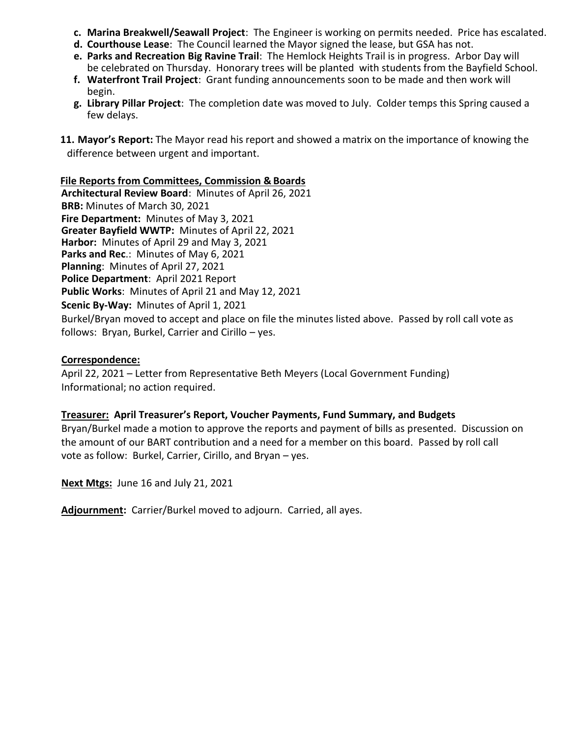c. **Marina Breakwell/Seawall Project**: The Engineer is working on permits needed. Price has escalated.
d. **Courthouse Lease**: The Council learned the Mayor signed the lease, but GSA has not.
e. **Parks and Recreation Big Ravine Trail**: The Hemlock Heights Trail is in progress. Arbor Day will be celebrated on Thursday. Honorary trees will be planted with students from the Bayfield School.
f. **Waterfront Trail Project**: Grant funding announcements soon to be made and then work will begin.
g. **Library Pillar Project**: The completion date was moved to July. Colder temps this Spring caused a few delays.

**11. Mayor's Report:** The Mayor read his report and showed a matrix on the importance of knowing the difference between urgent and important.

**File Reports from Committees, Commission & Boards**

**Architectural Review Board**: Minutes of April 26, 2021
**BRB:** Minutes of March 30, 2021
**Fire Department:** Minutes of May 3, 2021
**Greater Bayfield WWTP:** Minutes of April 22, 2021
**Harbor:** Minutes of April 29 and May 3, 2021
**Parks and Rec.**: Minutes of May 6, 2021
**Planning**: Minutes of April 27, 2021
**Police Department**: April 2021 Report
**Public Works**: Minutes of April 21 and May 12, 2021
**Scenic By-Way:** Minutes of April 1, 2021
Burkel/Bryan moved to accept and place on file the minutes listed above. Passed by roll call vote as follows: Bryan, Burkel, Carrier and Cirillo – yes.

**Correspondence:**

April 22, 2021 – Letter from Representative Beth Meyers (Local Government Funding)
Informational; no action required.

**Treasurer: April Treasurer's Report, Voucher Payments, Fund Summary, and Budgets**

Bryan/Burkel made a motion to approve the reports and payment of bills as presented. Discussion on the amount of our BART contribution and a need for a member on this board. Passed by roll call vote as follow: Burkel, Carrier, Cirillo, and Bryan – yes.

**Next Mtgs:** June 16 and July 21, 2021

**Adjournment:** Carrier/Burkel moved to adjourn. Carried, all ayes.